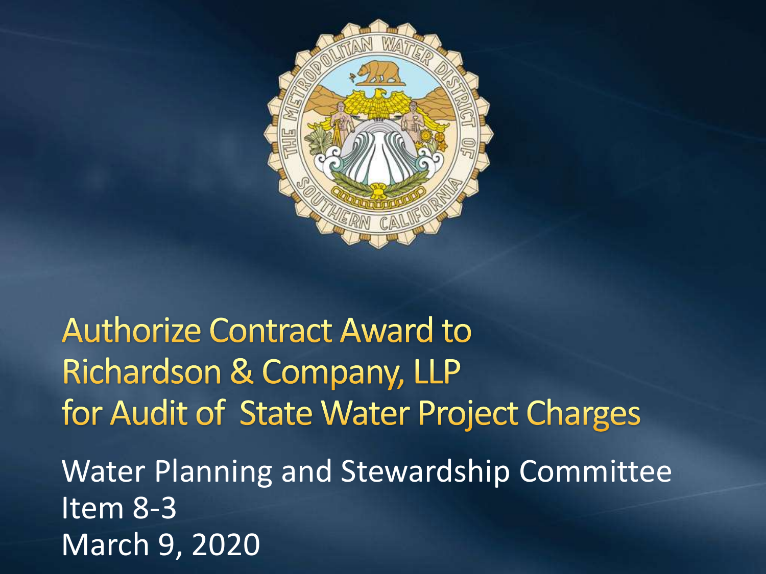# Authorize Contract Award to Richardson & Company, LLP for Audit of State Water Project Charges

Water Planning and Stewardship Committee
Item 8-3
March 9, 2020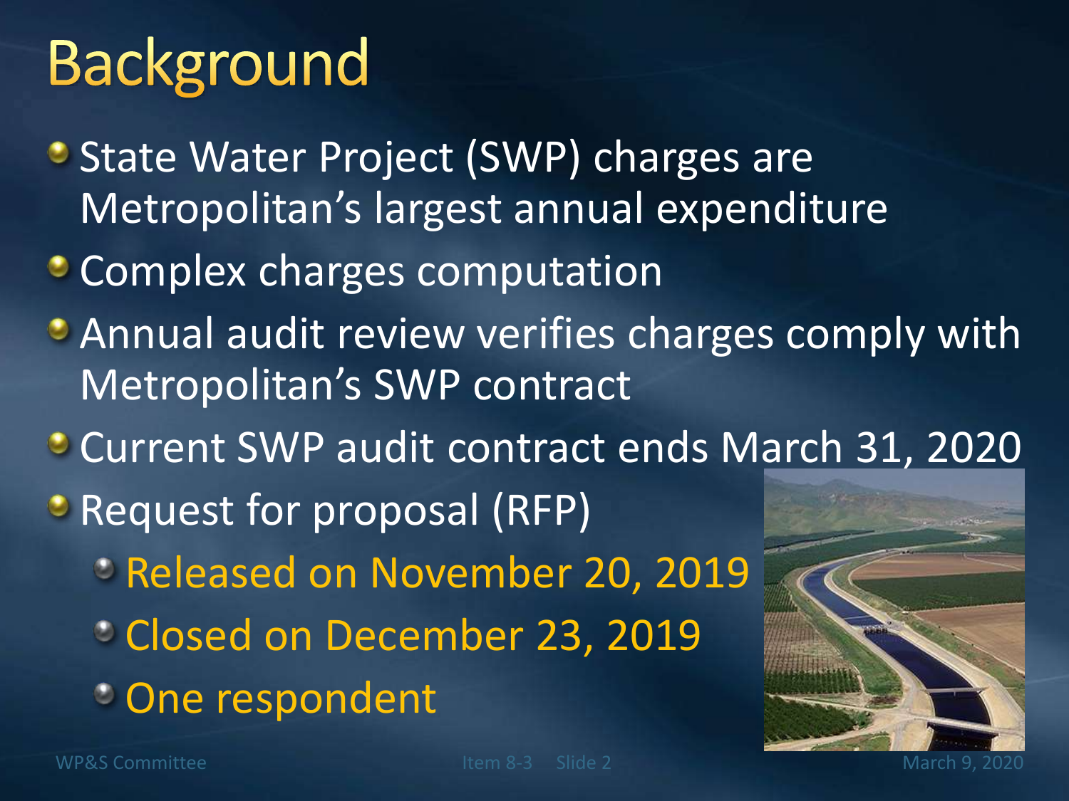# Background

- State Water Project (SWP) charges are Metropolitan's largest annual expenditure
- Complex charges computation
- Annual audit review verifies charges comply with Metropolitan's SWP contract
- Current SWP audit contract ends March 31, 2020
- Request for proposal (RFP)
  - Released on November 20, 2019
  - Closed on December 23, 2019
  - One respondent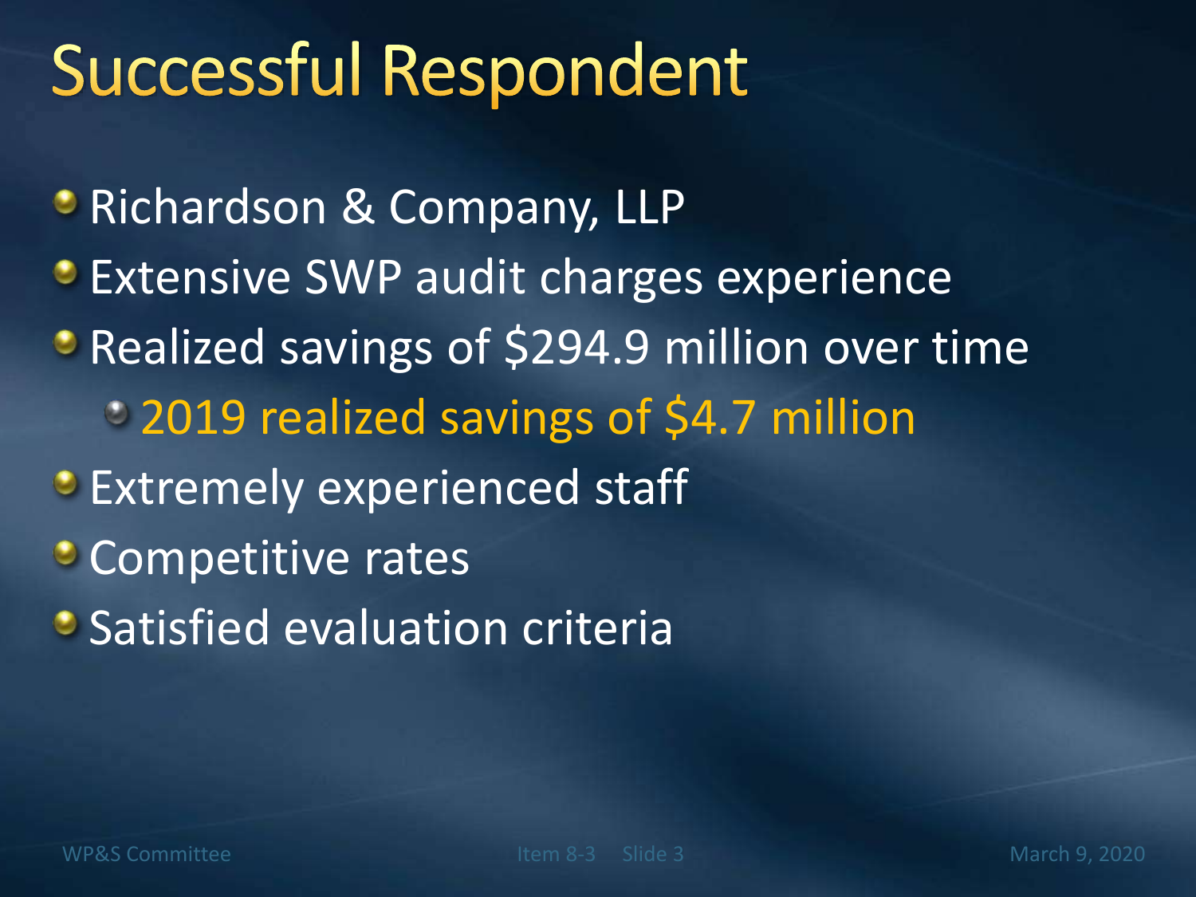# Successful Respondent

- Richardson & Company, LLP
- Extensive SWP audit charges experience
- Realized savings of $294.9 million over time
  - 2019 realized savings of $4.7 million
- Extremely experienced staff
- Competitive rates
- Satisfied evaluation criteria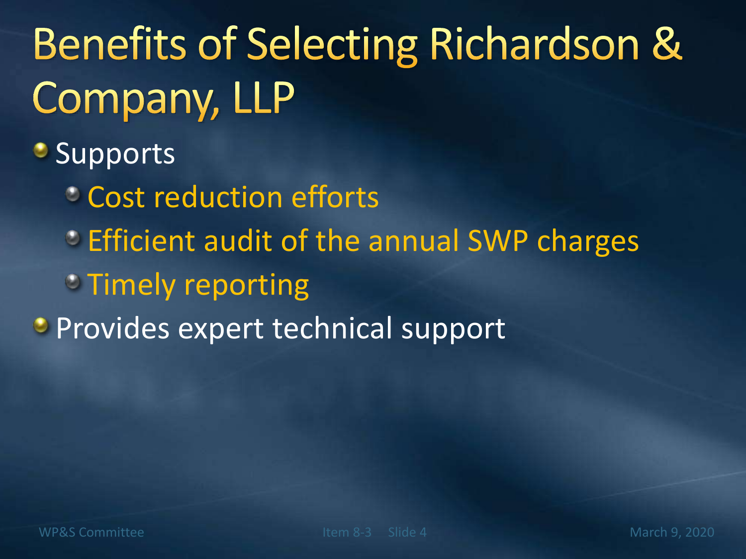# Benefits of Selecting Richardson & Company, LLP

- Supports
  - Cost reduction efforts
  - Efficient audit of the annual SWP charges
  - Timely reporting
- Provides expert technical support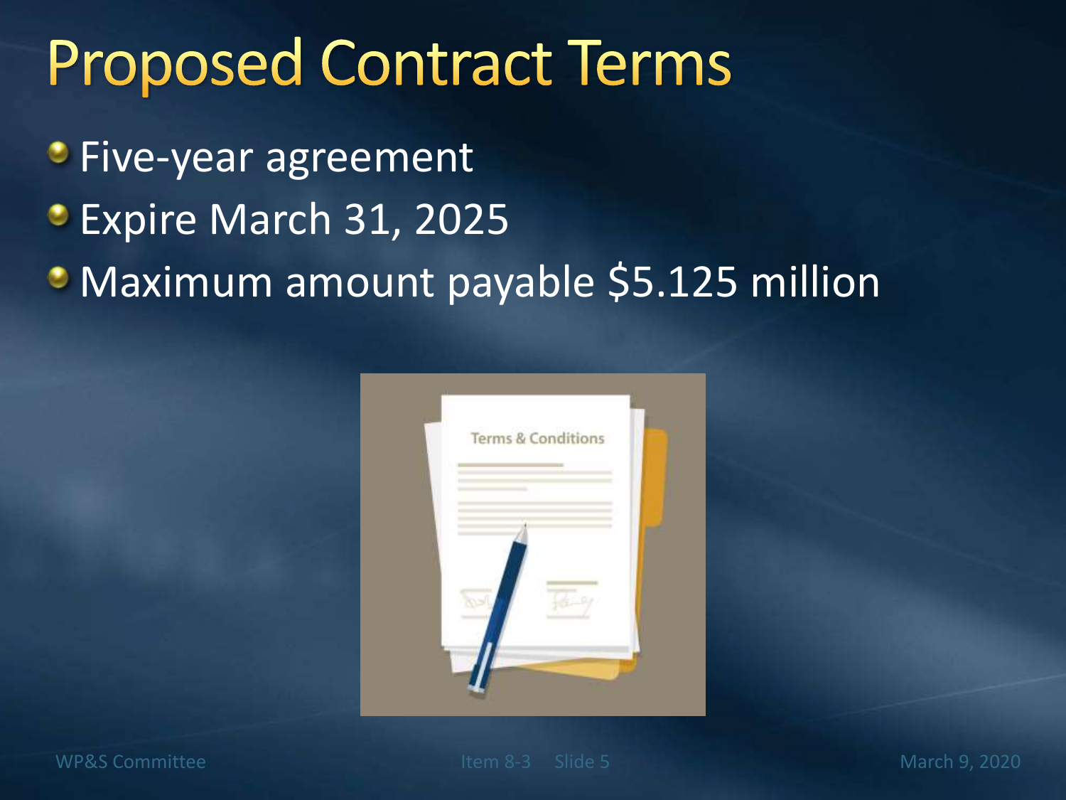# Proposed Contract Terms

- Five-year agreement
- Expire March 31, 2025
- Maximum amount payable $5.125 million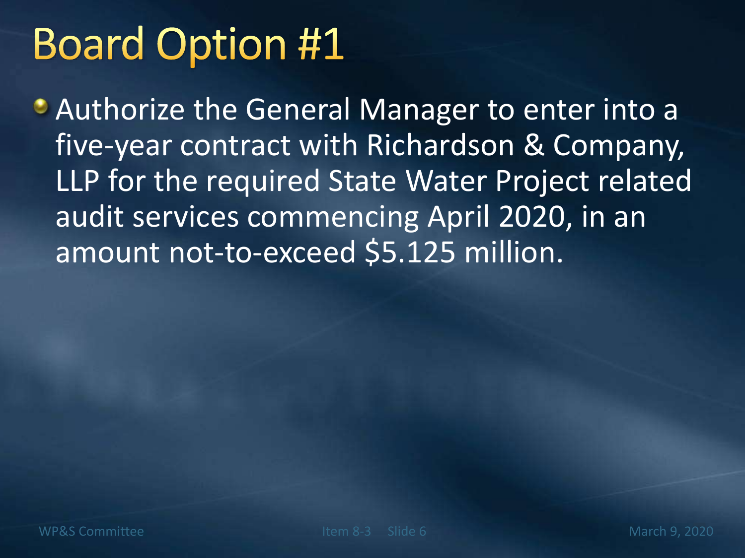# Board Option #1

- Authorize the General Manager to enter into a five-year contract with Richardson & Company, LLP for the required State Water Project related audit services commencing April 2020, in an amount not-to-exceed $5.125 million.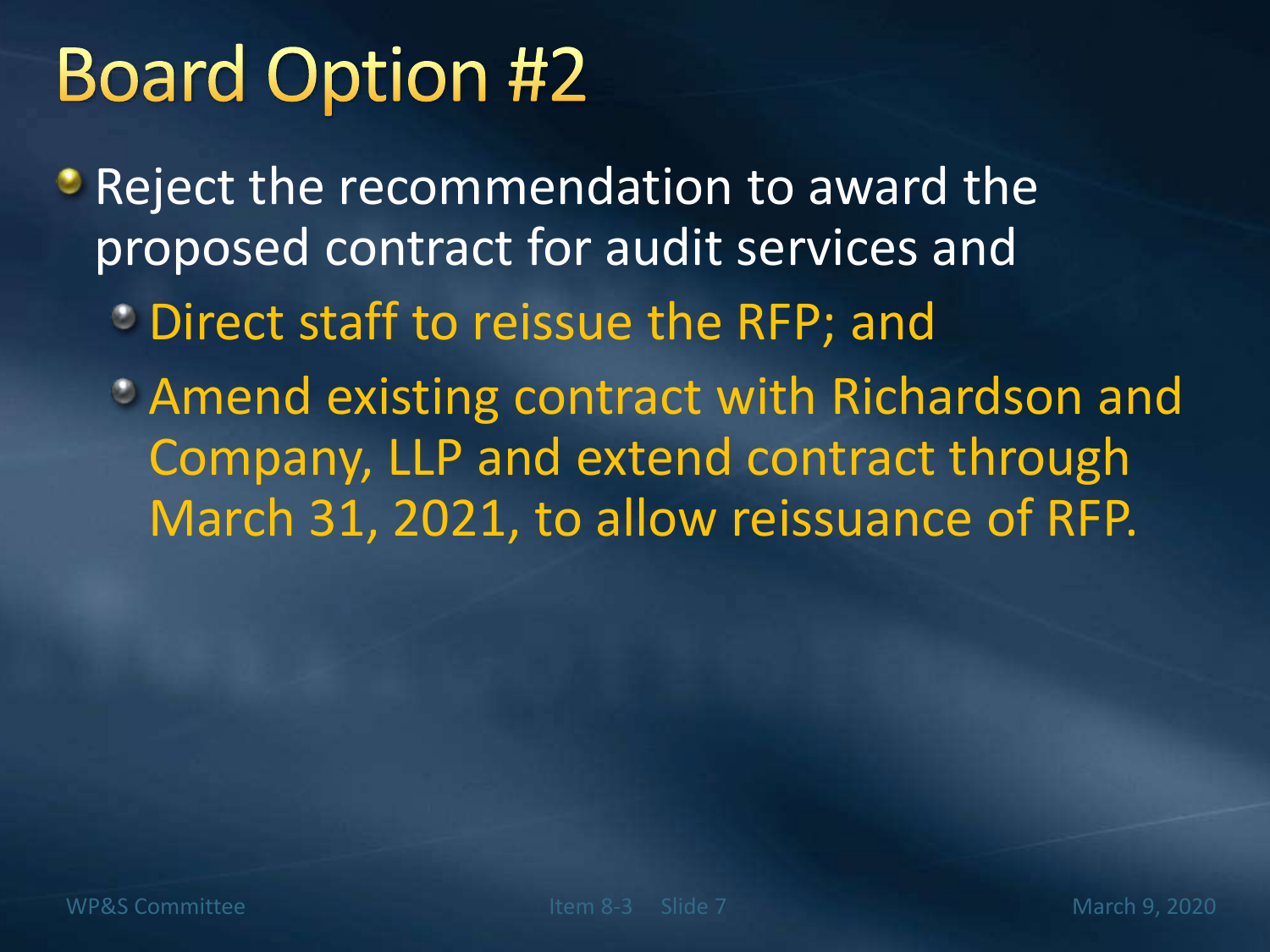# Board Option #2

- Reject the recommendation to award the proposed contract for audit services and
  - Direct staff to reissue the RFP; and
  - Amend existing contract with Richardson and Company, LLP and extend contract through March 31, 2021, to allow reissuance of RFP.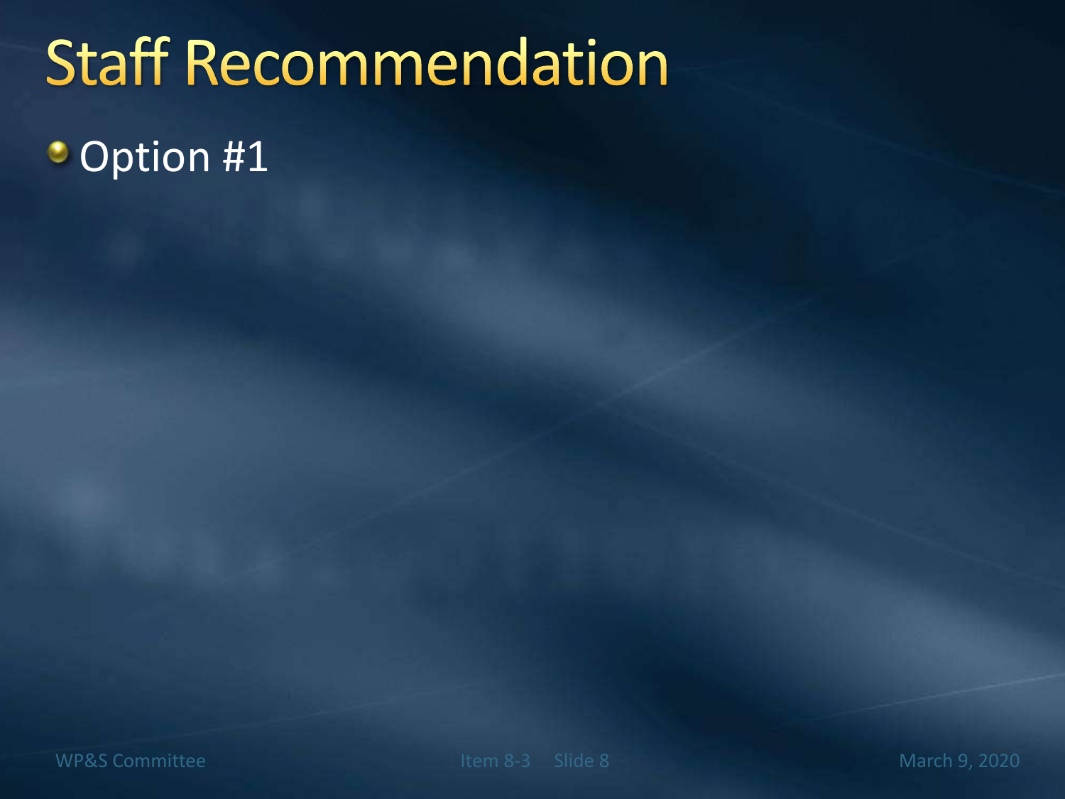# Staff Recommendation

- Option #1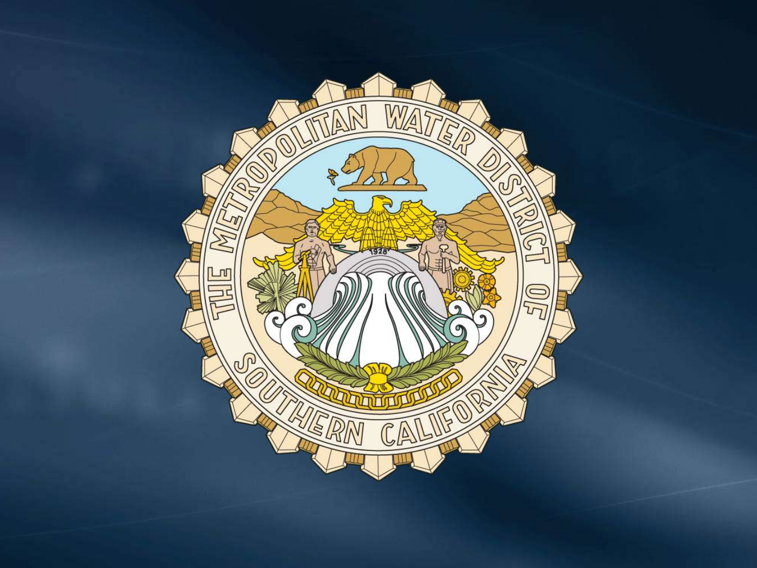THE METROPOLITAN WATER DISTRICT OF SOUTHERN CALIFORNIA

1928